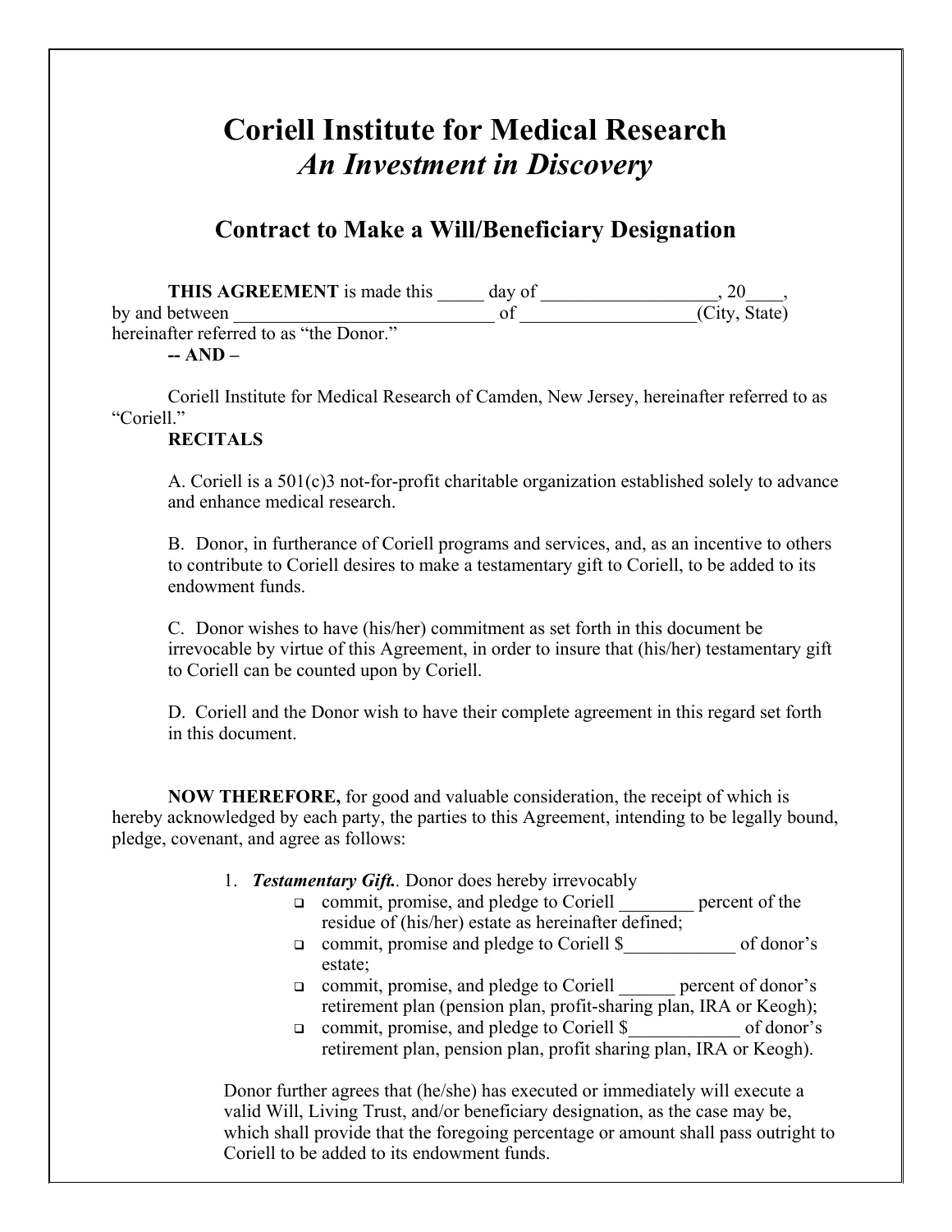# Coriell Institute for Medical Research
## *An Investment in Discovery*

### Contract to Make a Will/Beneficiary Designation

**THIS AGREEMENT** is made this _____ day of ___________________, 20____, by and between ____________________________ of ___________________(City, State) hereinafter referred to as "the Donor."

**-- AND –**

Coriell Institute for Medical Research of Camden, New Jersey, hereinafter referred to as "Coriell."

**RECITALS**

A. Coriell is a 501(c)3 not-for-profit charitable organization established solely to advance and enhance medical research.

B. Donor, in furtherance of Coriell programs and services, and, as an incentive to others to contribute to Coriell desires to make a testamentary gift to Coriell, to be added to its endowment funds.

C. Donor wishes to have (his/her) commitment as set forth in this document be irrevocable by virtue of this Agreement, in order to insure that (his/her) testamentary gift to Coriell can be counted upon by Coriell.

D. Coriell and the Donor wish to have their complete agreement in this regard set forth in this document.

**NOW THEREFORE,** for good and valuable consideration, the receipt of which is hereby acknowledged by each party, the parties to this Agreement, intending to be legally bound, pledge, covenant, and agree as follows:

1. ***Testament­ary Gift.***. Donor does hereby irrevocably
   - ❑ commit, promise, and pledge to Coriell ________ percent of the residue of (his/her) estate as hereinafter defined;
   - ❑ commit, promise and pledge to Coriell $____________ of donor's estate;
   - ❑ commit, promise, and pledge to Coriell ______ percent of donor's retirement plan (pension plan, profit-sharing plan, IRA or Keogh);
   - ❑ commit, promise, and pledge to Coriell $____________ of donor's retirement plan, pension plan, profit sharing plan, IRA or Keogh).

   Donor further agrees that (he/she) has executed or immediately will execute a valid Will, Living Trust, and/or beneficiary designation, as the case may be, which shall provide that the foregoing percentage or amount shall pass outright to Coriell to be added to its endowment funds.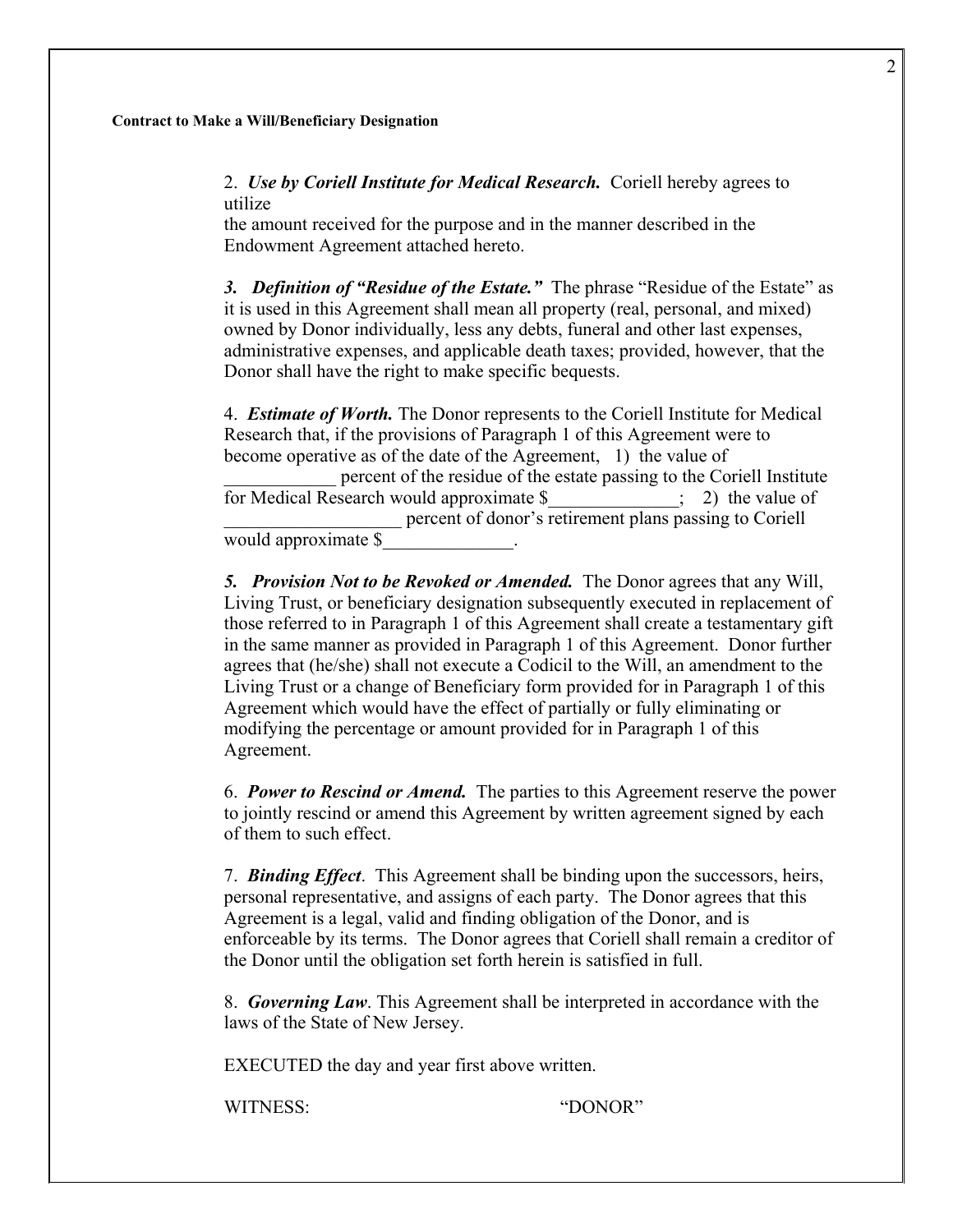Contract to Make a Will/Beneficiary Designation

2. ***Use by Coriell Institute for Medical Research.*** Coriell hereby agrees to utilize the amount received for the purpose and in the manner described in the Endowment Agreement attached hereto.

***3. Definition of "Residue of the Estate."*** The phrase "Residue of the Estate" as it is used in this Agreement shall mean all property (real, personal, and mixed) owned by Donor individually, less any debts, funeral and other last expenses, administrative expenses, and applicable death taxes; provided, however, that the Donor shall have the right to make specific bequests.

4. ***Estimate of Worth.*** The Donor represents to the Coriell Institute for Medical Research that, if the provisions of Paragraph 1 of this Agreement were to become operative as of the date of the Agreement, 1) the value of ____________ percent of the residue of the estate passing to the Coriell Institute for Medical Research would approximate $______________; 2) the value of ___________________ percent of donor's retirement plans passing to Coriell would approximate $______________.

***5. Provision Not to be Revoked or Amended.*** The Donor agrees that any Will, Living Trust, or beneficiary designation subsequently executed in replacement of those referred to in Paragraph 1 of this Agreement shall create a testamentary gift in the same manner as provided in Paragraph 1 of this Agreement. Donor further agrees that (he/she) shall not execute a Codicil to the Will, an amendment to the Living Trust or a change of Beneficiary form provided for in Paragraph 1 of this Agreement which would have the effect of partially or fully eliminating or modifying the percentage or amount provided for in Paragraph 1 of this Agreement.

6. ***Power to Rescind or Amend.*** The parties to this Agreement reserve the power to jointly rescind or amend this Agreement by written agreement signed by each of them to such effect.

7. ***Binding Effect***. This Agreement shall be binding upon the successors, heirs, personal representative, and assigns of each party. The Donor agrees that this Agreement is a legal, valid and finding obligation of the Donor, and is enforceable by its terms. The Donor agrees that Coriell shall remain a creditor of the Donor until the obligation set forth herein is satisfied in full.

8. ***Governing Law***. This Agreement shall be interpreted in accordance with the laws of the State of New Jersey.

EXECUTED the day and year first above written.

WITNESS: "DONOR"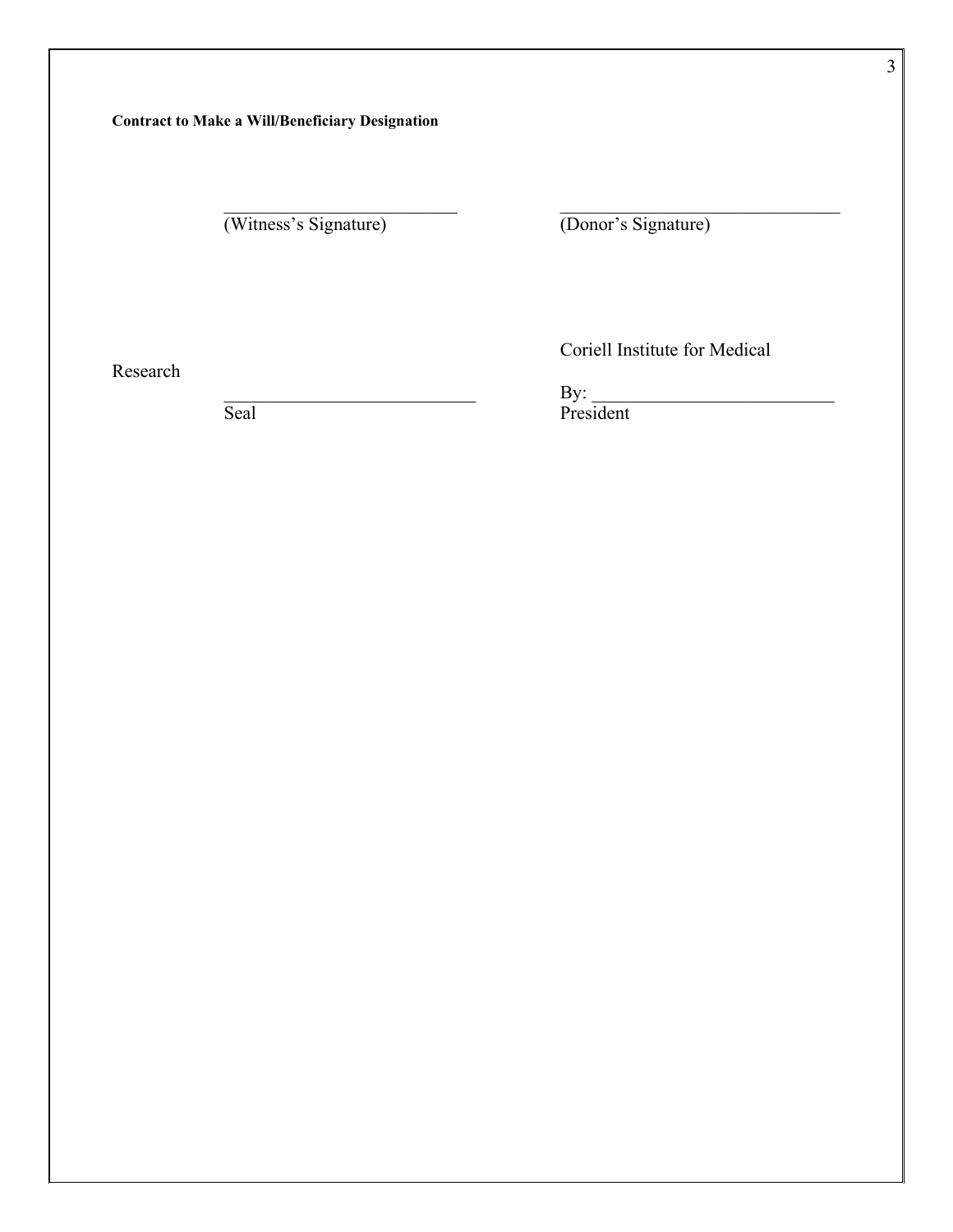**Contract to Make a Will/Beneficiary Designation**

\_\_\_\_\_\_\_\_\_\_\_\_\_\_\_\_\_\_\_\_\_\_\_\_\_\_
(Witness's Signature)

\_\_\_\_\_\_\_\_\_\_\_\_\_\_\_\_\_\_\_\_\_\_\_\_\_\_\_\_\_\_
(Donor's Signature)

Coriell Institute for Medical Research

\_\_\_\_\_\_\_\_\_\_\_\_\_\_\_\_\_\_\_\_\_\_\_\_\_\_\_\_
Seal

By: \_\_\_\_\_\_\_\_\_\_\_\_\_\_\_\_\_\_\_\_\_\_\_\_\_\_
President